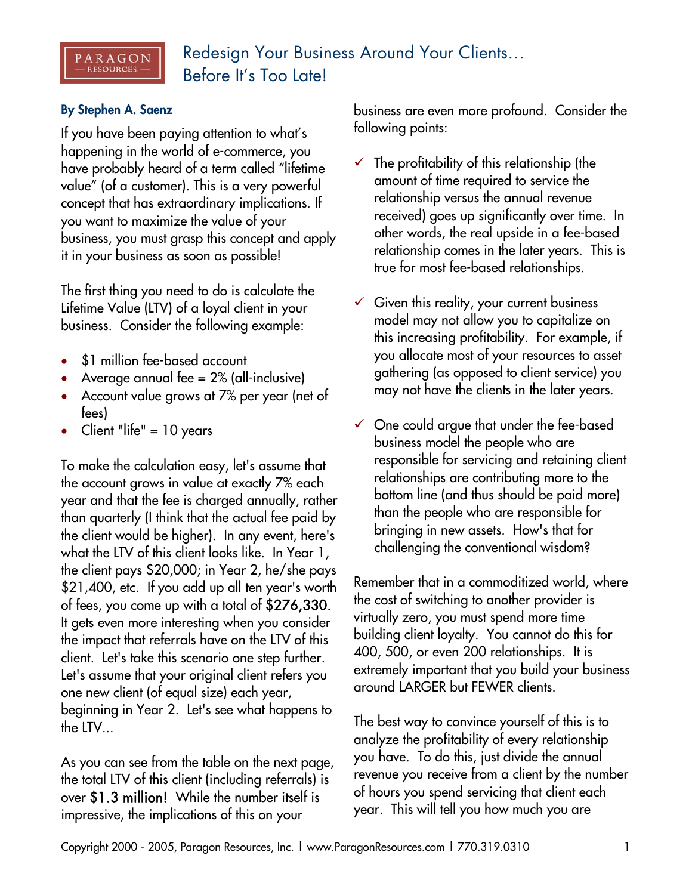# Redesign Your Business Around Your Clients… Before It's Too Late!

**By Stephen A. Saenz**

If you have been paying attention to what's happening in the world of e-commerce, you have probably heard of a term called "lifetime value" (of a customer). This is a very powerful concept that has extraordinary implications. If you want to maximize the value of your business, you must grasp this concept and apply it in your business as soon as possible!

The first thing you need to do is calculate the Lifetime Value (LTV) of a loyal client in your business. Consider the following example:

- $1 million fee-based account
- Average annual fee = 2% (all-inclusive)
- Account value grows at 7% per year (net of fees)
- Client "life" = 10 years

To make the calculation easy, let's assume that the account grows in value at exactly 7% each year and that the fee is charged annually, rather than quarterly (I think that the actual fee paid by the client would be higher). In any event, here's what the LTV of this client looks like. In Year 1, the client pays $20,000; in Year 2, he/she pays $21,400, etc. If you add up all ten year's worth of fees, you come up with a total of **$276,330**. It gets even more interesting when you consider the impact that referrals have on the LTV of this client. Let's take this scenario one step further. Let's assume that your original client refers you one new client (of equal size) each year, beginning in Year 2. Let's see what happens to the LTV...

As you can see from the table on the next page, the total LTV of this client (including referrals) is over **$1.3 million!** While the number itself is impressive, the implications of this on your business are even more profound. Consider the following points:

- ✓ The profitability of this relationship (the amount of time required to service the relationship versus the annual revenue received) goes up significantly over time. In other words, the real upside in a fee-based relationship comes in the later years. This is true for most fee-based relationships.
- ✓ Given this reality, your current business model may not allow you to capitalize on this increasing profitability. For example, if you allocate most of your resources to asset gathering (as opposed to client service) you may not have the clients in the later years.
- ✓ One could argue that under the fee-based business model the people who are responsible for servicing and retaining client relationships are contributing more to the bottom line (and thus should be paid more) than the people who are responsible for bringing in new assets. How's that for challenging the conventional wisdom?

Remember that in a commoditized world, where the cost of switching to another provider is virtually zero, you must spend more time building client loyalty. You cannot do this for 400, 500, or even 200 relationships. It is extremely important that you build your business around LARGER but FEWER clients.

The best way to convince yourself of this is to analyze the profitability of every relationship you have. To do this, just divide the annual revenue you receive from a client by the number of hours you spend servicing that client each year. This will tell you how much you are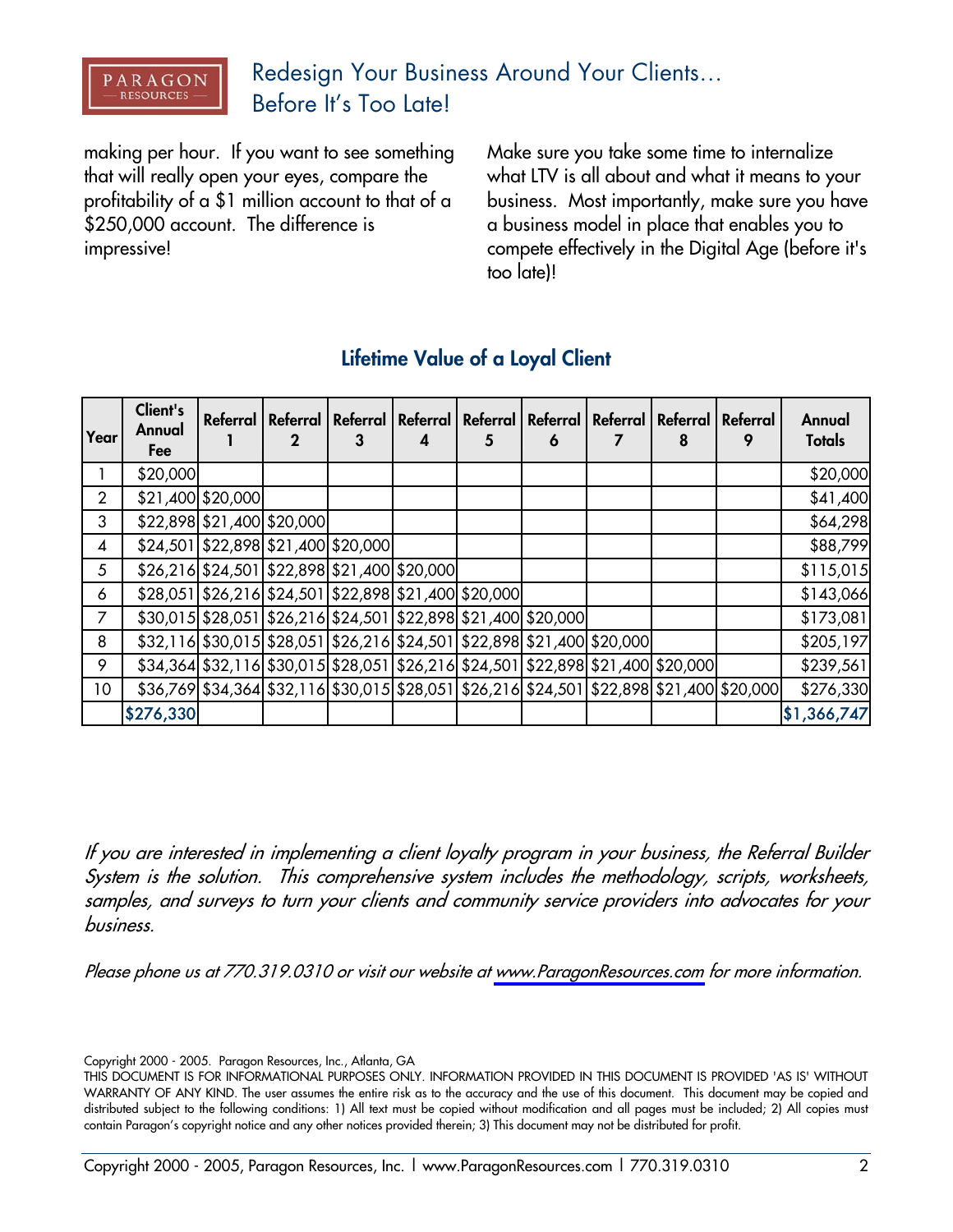making per hour. If you want to see something that will really open your eyes, compare the profitability of a $1 million account to that of a $250,000 account. The difference is impressive!

Make sure you take some time to internalize what LTV is all about and what it means to your business. Most importantly, make sure you have a business model in place that enables you to compete effectively in the Digital Age (before it's too late)!

## Lifetime Value of a Loyal Client

| Year | Client's Annual Fee | Referral 1 | Referral 2 | Referral 3 | Referral 4 | Referral 5 | Referral 6 | Referral 7 | Referral 8 | Referral 9 | Annual Totals |
|---|---|---|---|---|---|---|---|---|---|---|---|
| 1 | $20,000 | | | | | | | | | | $20,000 |
| 2 | $21,400 | $20,000 | | | | | | | | | $41,400 |
| 3 | $22,898 | $21,400 | $20,000 | | | | | | | | $64,298 |
| 4 | $24,501 | $22,898 | $21,400 | $20,000 | | | | | | | $88,799 |
| 5 | $26,216 | $24,501 | $22,898 | $21,400 | $20,000 | | | | | | $115,015 |
| 6 | $28,051 | $26,216 | $24,501 | $22,898 | $21,400 | $20,000 | | | | | $143,066 |
| 7 | $30,015 | $28,051 | $26,216 | $24,501 | $22,898 | $21,400 | $20,000 | | | | $173,081 |
| 8 | $32,116 | $30,015 | $28,051 | $26,216 | $24,501 | $22,898 | $21,400 | $20,000 | | | $205,197 |
| 9 | $34,364 | $32,116 | $30,015 | $28,051 | $26,216 | $24,501 | $22,898 | $21,400 | $20,000 | | $239,561 |
| 10 | $36,769 | $34,364 | $32,116 | $30,015 | $28,051 | $26,216 | $24,501 | $22,898 | $21,400 | $20,000 | $276,330 |
| | $276,330 | | | | | | | | | | $1,366,747 |

*If you are interested in implementing a client loyalty program in your business, the Referral Builder System is the solution. This comprehensive system includes the methodology, scripts, worksheets, samples, and surveys to turn your clients and community service providers into advocates for your business.*

*Please phone us at 770.319.0310 or visit our website at www.ParagonResources.com for more information.*

Copyright 2000 - 2005. Paragon Resources, Inc., Atlanta, GA

THIS DOCUMENT IS FOR INFORMATIONAL PURPOSES ONLY. INFORMATION PROVIDED IN THIS DOCUMENT IS PROVIDED 'AS IS' WITHOUT WARRANTY OF ANY KIND. The user assumes the entire risk as to the accuracy and the use of this document. This document may be copied and distributed subject to the following conditions: 1) All text must be copied without modification and all pages must be included; 2) All copies must contain Paragon's copyright notice and any other notices provided therein; 3) This document may not be distributed for profit.